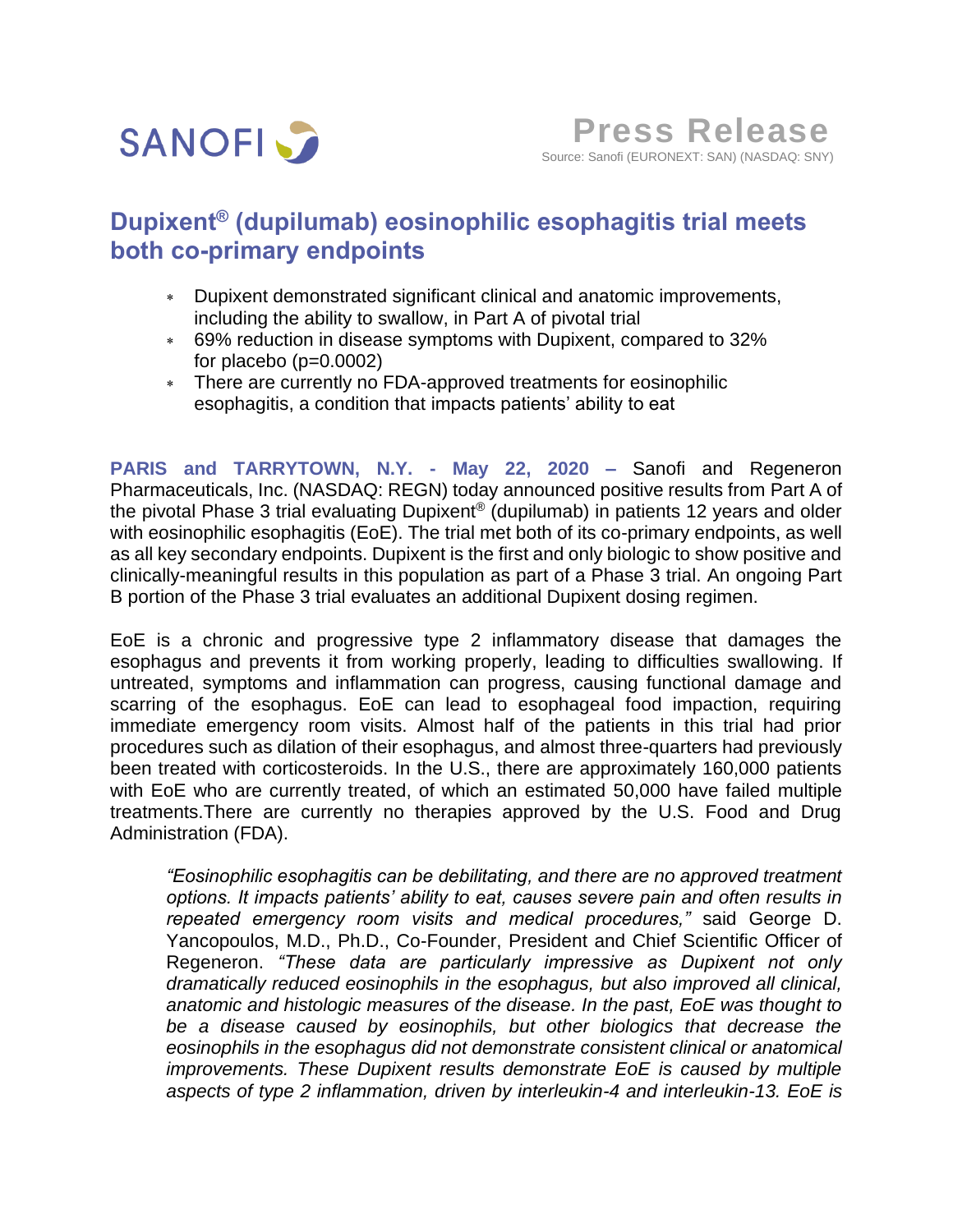SANOFI

**Press Release**
Source: Sanofi (EURONEXT: SAN) (NASDAQ: SNY)

# Dupixent® (dupilumab) eosinophilic esophagitis trial meets both co-primary endpoints

- Dupixent demonstrated significant clinical and anatomic improvements, including the ability to swallow, in Part A of pivotal trial
- 69% reduction in disease symptoms with Dupixent, compared to 32% for placebo (p=0.0002)
- There are currently no FDA-approved treatments for eosinophilic esophagitis, a condition that impacts patients' ability to eat

**PARIS and TARRYTOWN, N.Y. - May 22, 2020 –** Sanofi and Regeneron Pharmaceuticals, Inc. (NASDAQ: REGN) today announced positive results from Part A of the pivotal Phase 3 trial evaluating Dupixent® (dupilumab) in patients 12 years and older with eosinophilic esophagitis (EoE). The trial met both of its co-primary endpoints, as well as all key secondary endpoints. Dupixent is the first and only biologic to show positive and clinically-meaningful results in this population as part of a Phase 3 trial. An ongoing Part B portion of the Phase 3 trial evaluates an additional Dupixent dosing regimen.

EoE is a chronic and progressive type 2 inflammatory disease that damages the esophagus and prevents it from working properly, leading to difficulties swallowing. If untreated, symptoms and inflammation can progress, causing functional damage and scarring of the esophagus. EoE can lead to esophageal food impaction, requiring immediate emergency room visits. Almost half of the patients in this trial had prior procedures such as dilation of their esophagus, and almost three-quarters had previously been treated with corticosteroids. In the U.S., there are approximately 160,000 patients with EoE who are currently treated, of which an estimated 50,000 have failed multiple treatments.There are currently no therapies approved by the U.S. Food and Drug Administration (FDA).

> *"Eosinophilic esophagitis can be debilitating, and there are no approved treatment options. It impacts patients' ability to eat, causes severe pain and often results in repeated emergency room visits and medical procedures,"* said George D. Yancopoulos, M.D., Ph.D., Co-Founder, President and Chief Scientific Officer of Regeneron. *"These data are particularly impressive as Dupixent not only dramatically reduced eosinophils in the esophagus, but also improved all clinical, anatomic and histologic measures of the disease. In the past, EoE was thought to be a disease caused by eosinophils, but other biologics that decrease the eosinophils in the esophagus did not demonstrate consistent clinical or anatomical improvements. These Dupixent results demonstrate EoE is caused by multiple aspects of type 2 inflammation, driven by interleukin-4 and interleukin-13. EoE is*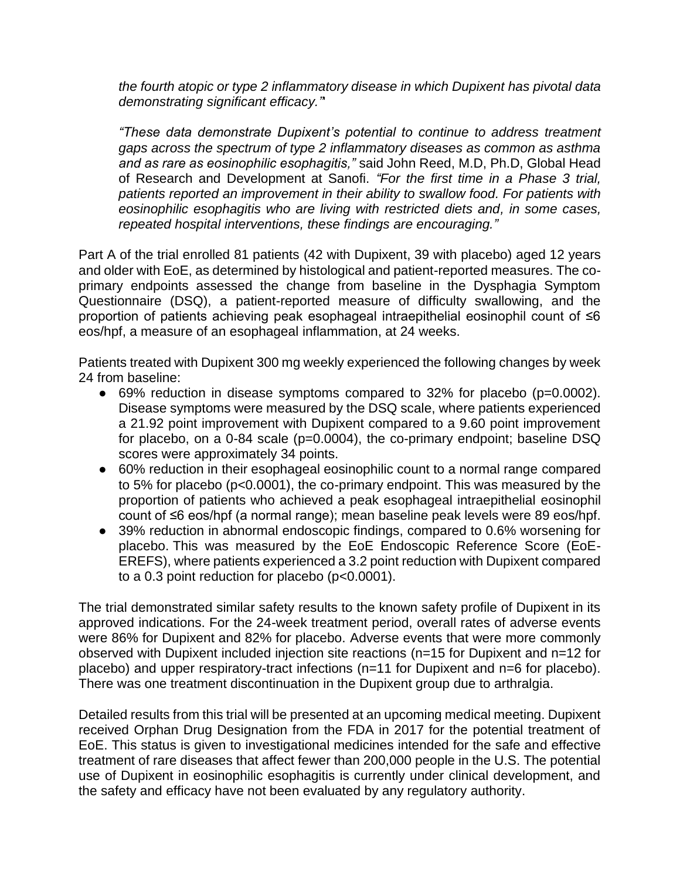*the fourth atopic or type 2 inflammatory disease in which Dupixent has pivotal data demonstrating significant efficacy."*"

*"These data demonstrate Dupixent's potential to continue to address treatment gaps across the spectrum of type 2 inflammatory diseases as common as asthma and as rare as eosinophilic esophagitis,"* said John Reed, M.D, Ph.D, Global Head of Research and Development at Sanofi. *"For the first time in a Phase 3 trial, patients reported an improvement in their ability to swallow food. For patients with eosinophilic esophagitis who are living with restricted diets and, in some cases, repeated hospital interventions, these findings are encouraging."*

Part A of the trial enrolled 81 patients (42 with Dupixent, 39 with placebo) aged 12 years and older with EoE, as determined by histological and patient-reported measures. The co-primary endpoints assessed the change from baseline in the Dysphagia Symptom Questionnaire (DSQ), a patient-reported measure of difficulty swallowing, and the proportion of patients achieving peak esophageal intraepithelial eosinophil count of ≤6 eos/hpf, a measure of an esophageal inflammation, at 24 weeks.

Patients treated with Dupixent 300 mg weekly experienced the following changes by week 24 from baseline:

- 69% reduction in disease symptoms compared to 32% for placebo (p=0.0002). Disease symptoms were measured by the DSQ scale, where patients experienced a 21.92 point improvement with Dupixent compared to a 9.60 point improvement for placebo, on a 0-84 scale (p=0.0004), the co-primary endpoint; baseline DSQ scores were approximately 34 points.
- 60% reduction in their esophageal eosinophilic count to a normal range compared to 5% for placebo (p<0.0001), the co-primary endpoint. This was measured by the proportion of patients who achieved a peak esophageal intraepithelial eosinophil count of ≤6 eos/hpf (a normal range); mean baseline peak levels were 89 eos/hpf.
- 39% reduction in abnormal endoscopic findings, compared to 0.6% worsening for placebo. This was measured by the EoE Endoscopic Reference Score (EoE-EREFS), where patients experienced a 3.2 point reduction with Dupixent compared to a 0.3 point reduction for placebo (p<0.0001).

The trial demonstrated similar safety results to the known safety profile of Dupixent in its approved indications. For the 24-week treatment period, overall rates of adverse events were 86% for Dupixent and 82% for placebo. Adverse events that were more commonly observed with Dupixent included injection site reactions (n=15 for Dupixent and n=12 for placebo) and upper respiratory-tract infections (n=11 for Dupixent and n=6 for placebo). There was one treatment discontinuation in the Dupixent group due to arthralgia.

Detailed results from this trial will be presented at an upcoming medical meeting. Dupixent received Orphan Drug Designation from the FDA in 2017 for the potential treatment of EoE. This status is given to investigational medicines intended for the safe and effective treatment of rare diseases that affect fewer than 200,000 people in the U.S. The potential use of Dupixent in eosinophilic esophagitis is currently under clinical development, and the safety and efficacy have not been evaluated by any regulatory authority.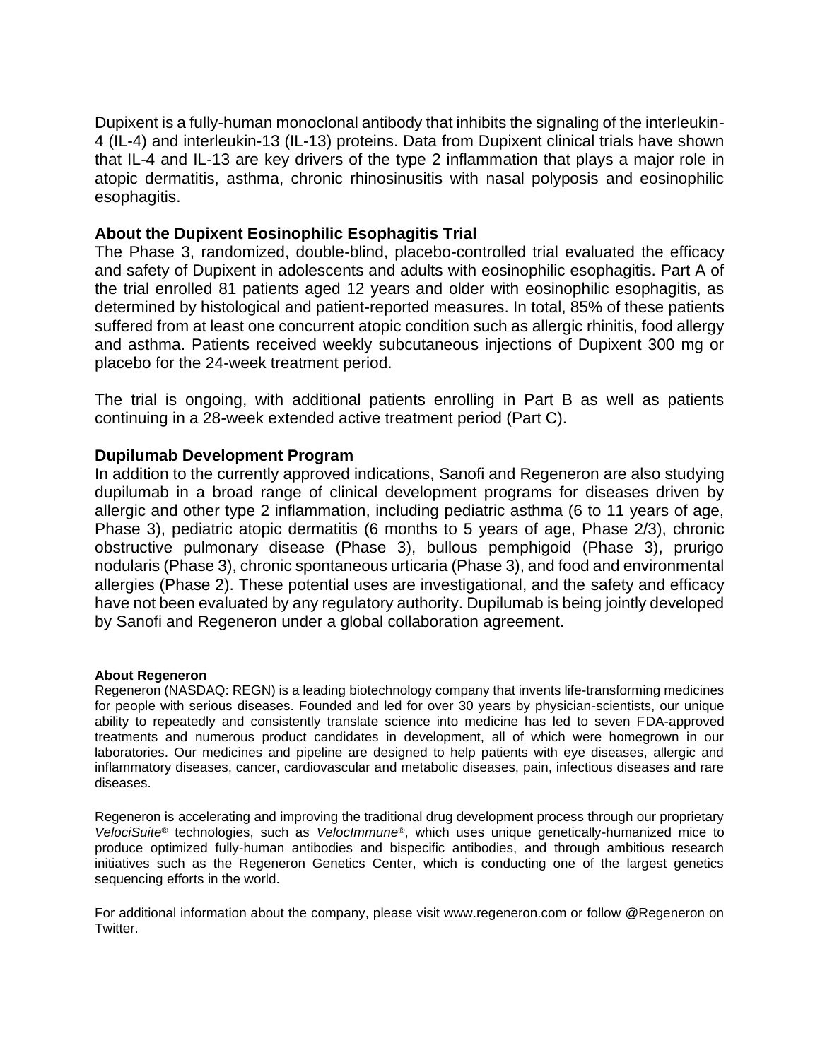Dupixent is a fully-human monoclonal antibody that inhibits the signaling of the interleukin-4 (IL-4) and interleukin-13 (IL-13) proteins. Data from Dupixent clinical trials have shown that IL-4 and IL-13 are key drivers of the type 2 inflammation that plays a major role in atopic dermatitis, asthma, chronic rhinosinusitis with nasal polyposis and eosinophilic esophagitis.

## About the Dupixent Eosinophilic Esophagitis Trial

The Phase 3, randomized, double-blind, placebo-controlled trial evaluated the efficacy and safety of Dupixent in adolescents and adults with eosinophilic esophagitis. Part A of the trial enrolled 81 patients aged 12 years and older with eosinophilic esophagitis, as determined by histological and patient-reported measures. In total, 85% of these patients suffered from at least one concurrent atopic condition such as allergic rhinitis, food allergy and asthma. Patients received weekly subcutaneous injections of Dupixent 300 mg or placebo for the 24-week treatment period.

The trial is ongoing, with additional patients enrolling in Part B as well as patients continuing in a 28-week extended active treatment period (Part C).

## Dupilumab Development Program

In addition to the currently approved indications, Sanofi and Regeneron are also studying dupilumab in a broad range of clinical development programs for diseases driven by allergic and other type 2 inflammation, including pediatric asthma (6 to 11 years of age, Phase 3), pediatric atopic dermatitis (6 months to 5 years of age, Phase 2/3), chronic obstructive pulmonary disease (Phase 3), bullous pemphigoid (Phase 3), prurigo nodularis (Phase 3), chronic spontaneous urticaria (Phase 3), and food and environmental allergies (Phase 2). These potential uses are investigational, and the safety and efficacy have not been evaluated by any regulatory authority. Dupilumab is being jointly developed by Sanofi and Regeneron under a global collaboration agreement.

**About Regeneron**

Regeneron (NASDAQ: REGN) is a leading biotechnology company that invents life-transforming medicines for people with serious diseases. Founded and led for over 30 years by physician-scientists, our unique ability to repeatedly and consistently translate science into medicine has led to seven FDA-approved treatments and numerous product candidates in development, all of which were homegrown in our laboratories. Our medicines and pipeline are designed to help patients with eye diseases, allergic and inflammatory diseases, cancer, cardiovascular and metabolic diseases, pain, infectious diseases and rare diseases.

Regeneron is accelerating and improving the traditional drug development process through our proprietary *VelociSuite*® technologies, such as *VelocImmune*®, which uses unique genetically-humanized mice to produce optimized fully-human antibodies and bispecific antibodies, and through ambitious research initiatives such as the Regeneron Genetics Center, which is conducting one of the largest genetics sequencing efforts in the world.

For additional information about the company, please visit www.regeneron.com or follow @Regeneron on Twitter.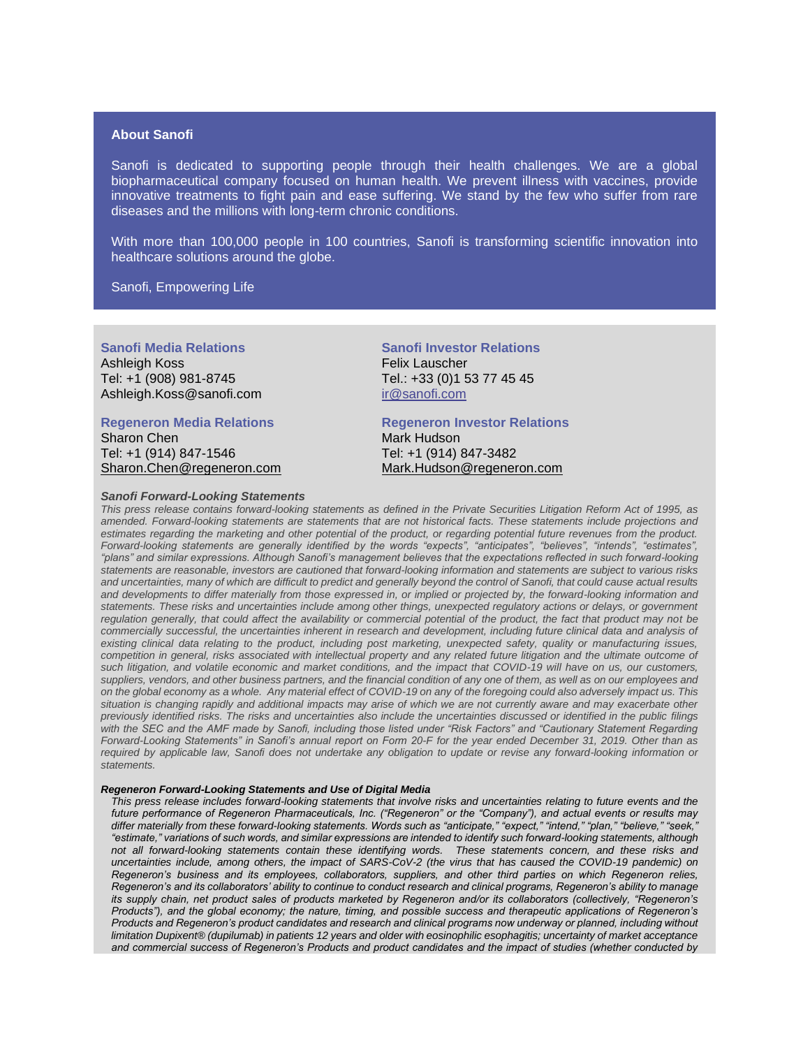### About Sanofi

Sanofi is dedicated to supporting people through their health challenges. We are a global biopharmaceutical company focused on human health. We prevent illness with vaccines, provide innovative treatments to fight pain and ease suffering. We stand by the few who suffer from rare diseases and the millions with long-term chronic conditions.

With more than 100,000 people in 100 countries, Sanofi is transforming scientific innovation into healthcare solutions around the globe.

Sanofi, Empowering Life

**Sanofi Media Relations**
Ashleigh Koss
Tel: +1 (908) 981-8745
Ashleigh.Koss@sanofi.com

**Sanofi Investor Relations**
Felix Lauscher
Tel.: +33 (0)1 53 77 45 45
ir@sanofi.com

**Regeneron Media Relations**
Sharon Chen
Tel: +1 (914) 847-1546
Sharon.Chen@regeneron.com

**Regeneron Investor Relations**
Mark Hudson
Tel: +1 (914) 847-3482
Mark.Hudson@regeneron.com

***Sanofi Forward-Looking Statements***

*This press release contains forward-looking statements as defined in the Private Securities Litigation Reform Act of 1995, as amended. Forward-looking statements are statements that are not historical facts. These statements include projections and estimates regarding the marketing and other potential of the product, or regarding potential future revenues from the product. Forward-looking statements are generally identified by the words "expects", "anticipates", "believes", "intends", "estimates", "plans" and similar expressions. Although Sanofi's management believes that the expectations reflected in such forward-looking statements are reasonable, investors are cautioned that forward-looking information and statements are subject to various risks and uncertainties, many of which are difficult to predict and generally beyond the control of Sanofi, that could cause actual results and developments to differ materially from those expressed in, or implied or projected by, the forward-looking information and statements. These risks and uncertainties include among other things, unexpected regulatory actions or delays, or government regulation generally, that could affect the availability or commercial potential of the product, the fact that product may not be commercially successful, the uncertainties inherent in research and development, including future clinical data and analysis of existing clinical data relating to the product, including post marketing, unexpected safety, quality or manufacturing issues, competition in general, risks associated with intellectual property and any related future litigation and the ultimate outcome of such litigation, and volatile economic and market conditions, and the impact that COVID-19 will have on us, our customers, suppliers, vendors, and other business partners, and the financial condition of any one of them, as well as on our employees and on the global economy as a whole. Any material effect of COVID-19 on any of the foregoing could also adversely impact us. This situation is changing rapidly and additional impacts may arise of which we are not currently aware and may exacerbate other previously identified risks. The risks and uncertainties also include the uncertainties discussed or identified in the public filings with the SEC and the AMF made by Sanofi, including those listed under "Risk Factors" and "Cautionary Statement Regarding Forward-Looking Statements" in Sanofi's annual report on Form 20-F for the year ended December 31, 2019. Other than as required by applicable law, Sanofi does not undertake any obligation to update or revise any forward-looking information or statements.*

***Regeneron Forward-Looking Statements and Use of Digital Media***

*This press release includes forward-looking statements that involve risks and uncertainties relating to future events and the future performance of Regeneron Pharmaceuticals, Inc. ("Regeneron" or the "Company"), and actual events or results may differ materially from these forward-looking statements. Words such as "anticipate," "expect," "intend," "plan," "believe," "seek," "estimate," variations of such words, and similar expressions are intended to identify such forward-looking statements, although not all forward-looking statements contain these identifying words. These statements concern, and these risks and uncertainties include, among others, the impact of SARS-CoV-2 (the virus that has caused the COVID-19 pandemic) on Regeneron's business and its employees, collaborators, suppliers, and other third parties on which Regeneron relies, Regeneron's and its collaborators' ability to continue to conduct research and clinical programs, Regeneron's ability to manage its supply chain, net product sales of products marketed by Regeneron and/or its collaborators (collectively, "Regeneron's Products"), and the global economy; the nature, timing, and possible success and therapeutic applications of Regeneron's Products and Regeneron's product candidates and research and clinical programs now underway or planned, including without limitation Dupixent® (dupilumab) in patients 12 years and older with eosinophilic esophagitis; uncertainty of market acceptance and commercial success of Regeneron's Products and product candidates and the impact of studies (whether conducted by*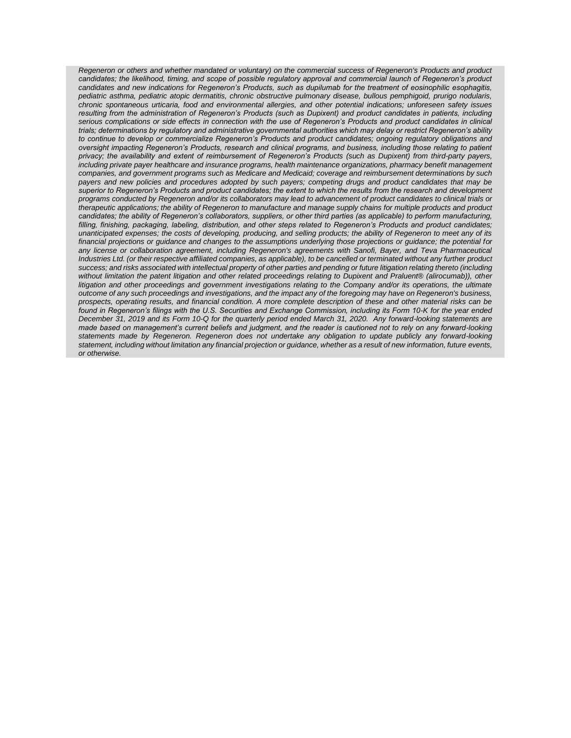*Regeneron or others and whether mandated or voluntary) on the commercial success of Regeneron's Products and product candidates; the likelihood, timing, and scope of possible regulatory approval and commercial launch of Regeneron's product candidates and new indications for Regeneron's Products, such as dupilumab for the treatment of eosinophilic esophagitis, pediatric asthma, pediatric atopic dermatitis, chronic obstructive pulmonary disease, bullous pemphigoid, prurigo nodularis, chronic spontaneous urticaria, food and environmental allergies, and other potential indications; unforeseen safety issues resulting from the administration of Regeneron's Products (such as Dupixent) and product candidates in patients, including serious complications or side effects in connection with the use of Regeneron's Products and product candidates in clinical trials; determinations by regulatory and administrative governmental authorities which may delay or restrict Regeneron's ability to continue to develop or commercialize Regeneron's Products and product candidates; ongoing regulatory obligations and oversight impacting Regeneron's Products, research and clinical programs, and business, including those relating to patient privacy; the availability and extent of reimbursement of Regeneron's Products (such as Dupixent) from third-party payers, including private payer healthcare and insurance programs, health maintenance organizations, pharmacy benefit management companies, and government programs such as Medicare and Medicaid; coverage and reimbursement determinations by such payers and new policies and procedures adopted by such payers; competing drugs and product candidates that may be superior to Regeneron's Products and product candidates; the extent to which the results from the research and development programs conducted by Regeneron and/or its collaborators may lead to advancement of product candidates to clinical trials or therapeutic applications; the ability of Regeneron to manufacture and manage supply chains for multiple products and product candidates; the ability of Regeneron's collaborators, suppliers, or other third parties (as applicable) to perform manufacturing, filling, finishing, packaging, labeling, distribution, and other steps related to Regeneron's Products and product candidates; unanticipated expenses; the costs of developing, producing, and selling products; the ability of Regeneron to meet any of its financial projections or guidance and changes to the assumptions underlying those projections or guidance; the potential for any license or collaboration agreement, including Regeneron's agreements with Sanofi, Bayer, and Teva Pharmaceutical Industries Ltd. (or their respective affiliated companies, as applicable), to be cancelled or terminated without any further product success; and risks associated with intellectual property of other parties and pending or future litigation relating thereto (including without limitation the patent litigation and other related proceedings relating to Dupixent and Praluent® (alirocumab)), other litigation and other proceedings and government investigations relating to the Company and/or its operations, the ultimate outcome of any such proceedings and investigations, and the impact any of the foregoing may have on Regeneron's business, prospects, operating results, and financial condition. A more complete description of these and other material risks can be found in Regeneron's filings with the U.S. Securities and Exchange Commission, including its Form 10-K for the year ended December 31, 2019 and its Form 10-Q for the quarterly period ended March 31, 2020. Any forward-looking statements are made based on management's current beliefs and judgment, and the reader is cautioned not to rely on any forward-looking statements made by Regeneron. Regeneron does not undertake any obligation to update publicly any forward-looking statement, including without limitation any financial projection or guidance, whether as a result of new information, future events, or otherwise.*